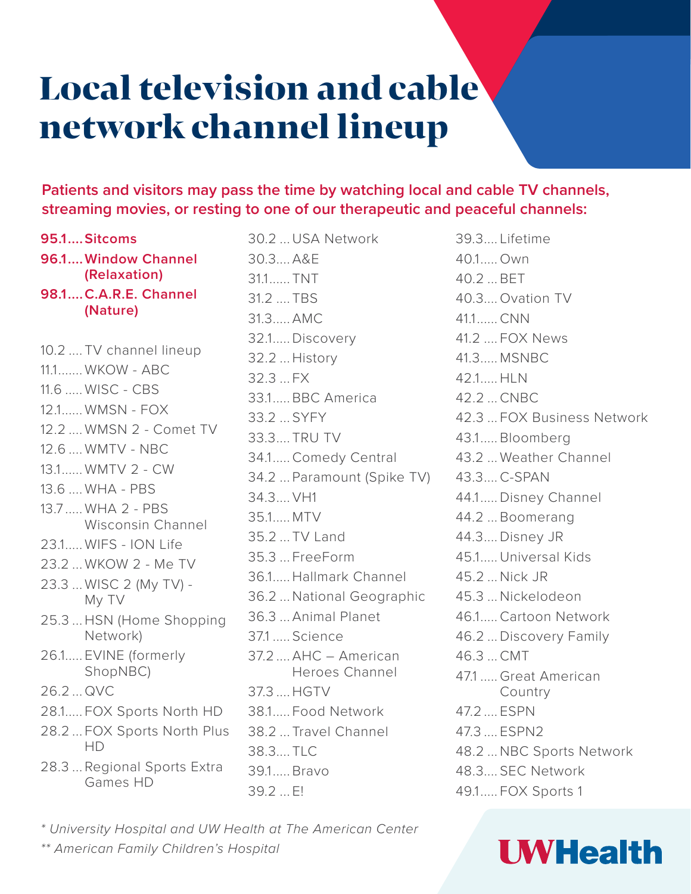# Local television and cable network channel lineup

**Patients and visitors may pass the time by watching local and cable TV channels, streaming movies, or resting to one of our therapeutic and peaceful channels:**

**95.1.... Sitcoms**
**96.1.... Window Channel (Relaxation)**
**98.1.... C.A.R.E. Channel (Nature)**

10.2 .... TV channel lineup
11.1....... WKOW - ABC
11.6 ..... WISC - CBS
12.1...... WMSN - FOX
12.2 .... WMSN 2 - Comet TV
12.6 .... WMTV - NBC
13.1...... WMTV 2 - CW
13.6 .... WHA - PBS
13.7 ..... WHA 2 - PBS Wisconsin Channel
23.1..... WIFS - ION Life
23.2 ... WKOW 2 - Me TV
23.3 ... WISC 2 (My TV) - My TV
25.3 ... HSN (Home Shopping Network)
26.1..... EVINE (formerly ShopNBC)
26.2 ... QVC
28.1..... FOX Sports North HD
28.2 ... FOX Sports North Plus HD
28.3 ... Regional Sports Extra Games HD
30.2 ... USA Network
30.3.... A&E
31.1...... TNT
31.2 .... TBS
31.3..... AMC
32.1..... Discovery
32.2 ... History
32.3 ... FX
33.1..... BBC America
33.2 ... SYFY
33.3.... TRU TV
34.1..... Comedy Central
34.2 ... Paramount (Spike TV)
34.3.... VH1
35.1..... MTV
35.2 ... TV Land
35.3 ... FreeForm
36.1..... Hallmark Channel
36.2 ... National Geographic
36.3 ... Animal Planet
37.1 ..... Science
37.2 .... AHC – American Heroes Channel
37.3 .... HGTV
38.1..... Food Network
38.2 ... Travel Channel
38.3.... TLC
39.1..... Bravo
39.2 ... E!
39.3.... Lifetime
40.1..... Own
40.2 ... BET
40.3.... Ovation TV
41.1...... CNN
41.2 .... FOX News
41.3..... MSNBC
42.1..... HLN
42.2 ... CNBC
42.3 ... FOX Business Network
43.1..... Bloomberg
43.2 ... Weather Channel
43.3.... C-SPAN
44.1..... Disney Channel
44.2 ... Boomerang
44.3.... Disney JR
45.1..... Universal Kids
45.2 ... Nick JR
45.3 ... Nickelodeon
46.1..... Cartoon Network
46.2 ... Discovery Family
46.3 ... CMT
47.1 ..... Great American Country
47.2 ..... ESPN
47.3 ..... ESPN2
48.2 ... NBC Sports Network
48.3.... SEC Network
49.1..... FOX Sports 1

*\* University Hospital and UW Health at The American Center*

*\*\* American Family Children's Hospital*

UWHealth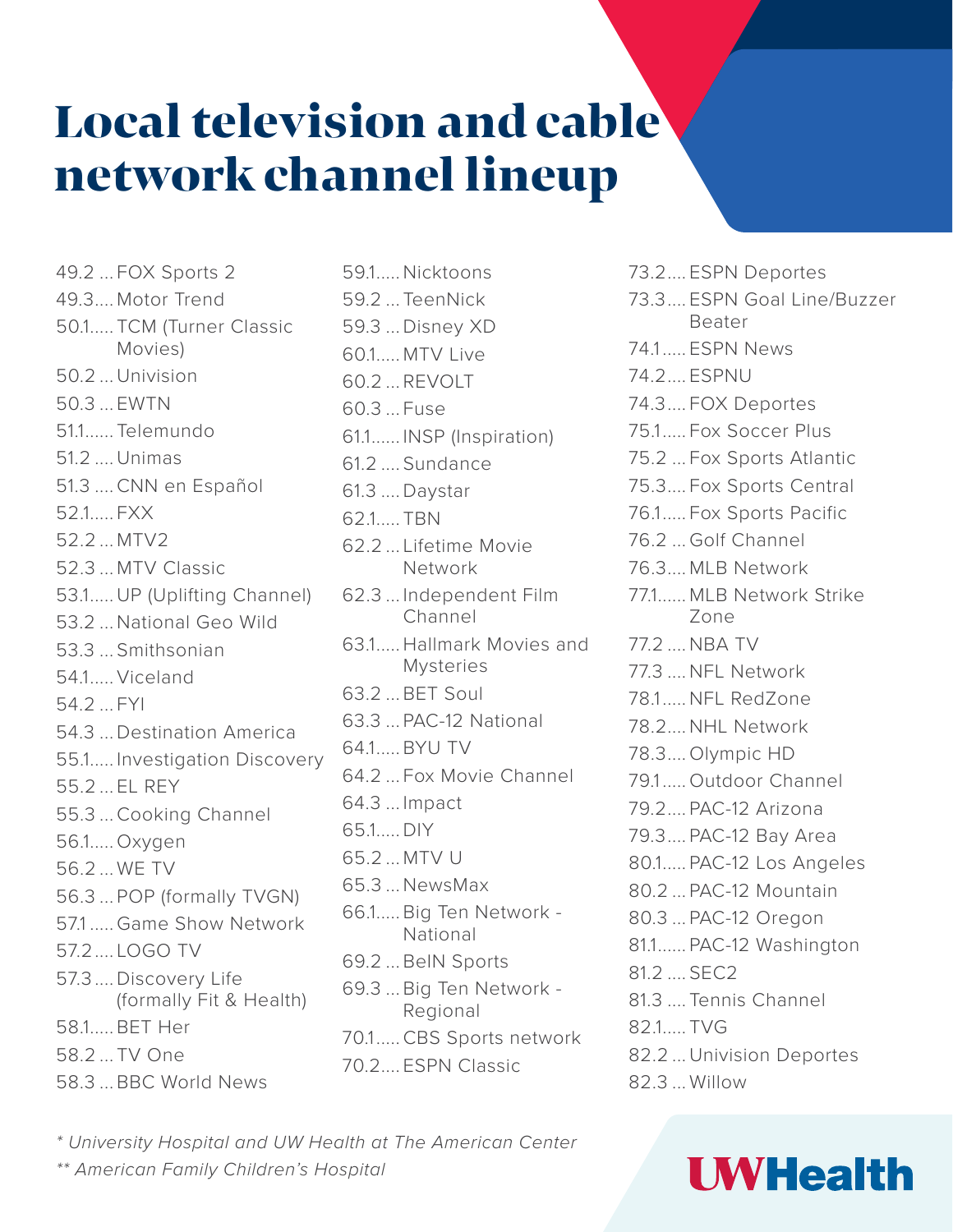# Local television and cable network channel lineup

- 49.2 ... FOX Sports 2
- 49.3.... Motor Trend
- 50.1..... TCM (Turner Classic Movies)
- 50.2 ... Univision
- 50.3 ... EWTN
- 51.1...... Telemundo
- 51.2 .... Unimas
- 51.3 .... CNN en Español
- 52.1..... FXX
- 52.2 ... MTV2
- 52.3 ... MTV Classic
- 53.1..... UP (Uplifting Channel)
- 53.2 ... National Geo Wild
- 53.3 ... Smithsonian
- 54.1..... Viceland
- 54.2 ... FYI
- 54.3 ... Destination America
- 55.1..... Investigation Discovery
- 55.2 ... EL REY
- 55.3 ... Cooking Channel
- 56.1..... Oxygen
- 56.2 ... WE TV
- 56.3 ... POP (formally TVGN)
- 57.1 ..... Game Show Network
- 57.2 .... LOGO TV
- 57.3 .... Discovery Life (formally Fit & Health)
- 58.1..... BET Her
- 58.2 ... TV One
- 58.3 ... BBC World News
- 59.1..... Nicktoons
- 59.2 ... TeenNick
- 59.3 ... Disney XD
- 60.1..... MTV Live
- 60.2 ... REVOLT
- 60.3 ... Fuse
- 61.1...... INSP (Inspiration)
- 61.2 .... Sundance
- 61.3 .... Daystar
- 62.1..... TBN
- 62.2 ... Lifetime Movie Network
- 62.3 ... Independent Film Channel
- 63.1..... Hallmark Movies and Mysteries
- 63.2 ... BET Soul
- 63.3 ... PAC-12 National
- 64.1..... BYU TV
- 64.2 ... Fox Movie Channel
- 64.3 ... Impact
- 65.1..... DIY
- 65.2 ... MTV U
- 65.3 ... NewsMax
- 66.1..... Big Ten Network - National
- 69.2 ... BeIN Sports
- 69.3 ... Big Ten Network - Regional
- 70.1..... CBS Sports network
- 70.2.... ESPN Classic
- 73.2.... ESPN Deportes
- 73.3.... ESPN Goal Line/Buzzer Beater
- 74.1..... ESPN News
- 74.2.... ESPNU
- 74.3.... FOX Deportes
- 75.1..... Fox Soccer Plus
- 75.2 ... Fox Sports Atlantic
- 75.3.... Fox Sports Central
- 76.1..... Fox Sports Pacific
- 76.2 ... Golf Channel
- 76.3.... MLB Network
- 77.1...... MLB Network Strike Zone
- 77.2 .... NBA TV
- 77.3 .... NFL Network
- 78.1..... NFL RedZone
- 78.2.... NHL Network
- 78.3.... Olympic HD
- 79.1 ..... Outdoor Channel
- 79.2.... PAC-12 Arizona
- 79.3.... PAC-12 Bay Area
- 80.1..... PAC-12 Los Angeles
- 80.2 ... PAC-12 Mountain
- 80.3 ... PAC-12 Oregon
- 81.1...... PAC-12 Washington
- 81.2 .... SEC2
- 81.3 .... Tennis Channel
- 82.1..... TVG
- 82.2 ... Univision Deportes
- 82.3 ... Willow

*\* University Hospital and UW Health at The American Center*

*\*\* American Family Children's Hospital*

UWHealth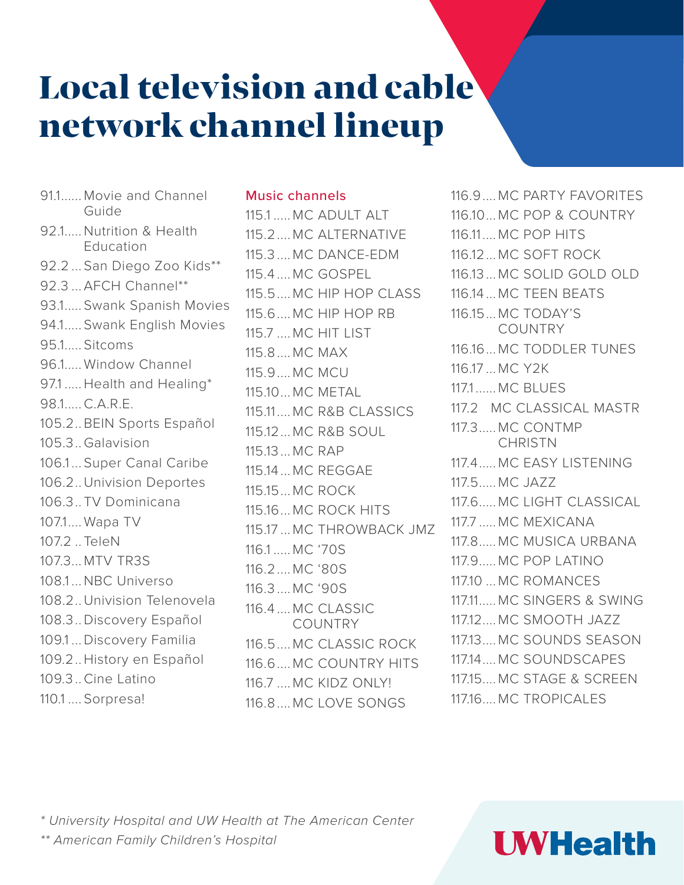# Local television and cable network channel lineup

91.1...... Movie and Channel Guide
92.1..... Nutrition & Health Education
92.2 ... San Diego Zoo Kids**
92.3 ... AFCH Channel**
93.1..... Swank Spanish Movies
94.1..... Swank English Movies
95.1..... Sitcoms
96.1..... Window Channel
97.1 ..... Health and Healing*
98.1..... C.A.R.E.
105.2.. BEIN Sports Español
105.3.. Galavision
106.1... Super Canal Caribe
106.2.. Univision Deportes
106.3.. TV Dominicana
107.1.... Wapa TV
107.2 .. TeleN
107.3... MTV TR3S
108.1... NBC Universo
108.2.. Univision Telenovela
108.3.. Discovery Español
109.1 ... Discovery Familia
109.2.. History en Español
109.3.. Cine Latino
110.1 .... Sorpresa!

## Music channels

115.1 ..... MC ADULT ALT
115.2 .... MC ALTERNATIVE
115.3 .... MC DANCE-EDM
115.4 .... MC GOSPEL
115.5 .... MC HIP HOP CLASS
115.6 .... MC HIP HOP RB
115.7 .... MC HIT LIST
115.8 .... MC MAX
115.9 .... MC MCU
115.10... MC METAL
115.11 .... MC R&B CLASSICS
115.12 ... MC R&B SOUL
115.13 ... MC RAP
115.14 ... MC REGGAE
115.15 ... MC ROCK
115.16 ... MC ROCK HITS
115.17 ... MC THROWBACK JMZ
116.1 ..... MC '70S
116.2 .... MC '80S
116.3 .... MC '90S
116.4 .... MC CLASSIC COUNTRY
116.5 .... MC CLASSIC ROCK
116.6 .... MC COUNTRY HITS
116.7 .... MC KIDZ ONLY!
116.8 .... MC LOVE SONGS
116.9 .... MC PARTY FAVORITES
116.10... MC POP & COUNTRY
116.11 .... MC POP HITS
116.12 ... MC SOFT ROCK
116.13 ... MC SOLID GOLD OLD
116.14 ... MC TEEN BEATS
116.15 ... MC TODAY'S COUNTRY
116.16 ... MC TODDLER TUNES
116.17 ... MC Y2K
117.1 ...... MC BLUES
117.2 MC CLASSICAL MASTR
117.3..... MC CONTMP CHRISTN
117.4..... MC EASY LISTENING
117.5..... MC JAZZ
117.6..... MC LIGHT CLASSICAL
117.7 ..... MC MEXICANA
117.8..... MC MUSICA URBANA
117.9..... MC POP LATINO
117.10 ... MC ROMANCES
117.11..... MC SINGERS & SWING
117.12.... MC SMOOTH JAZZ
117.13.... MC SOUNDS SEASON
117.14.... MC SOUNDSCAPES
117.15.... MC STAGE & SCREEN
117.16.... MC TROPICALES

*\* University Hospital and UW Health at The American Center*

*\*\* American Family Children's Hospital*

UWHealth